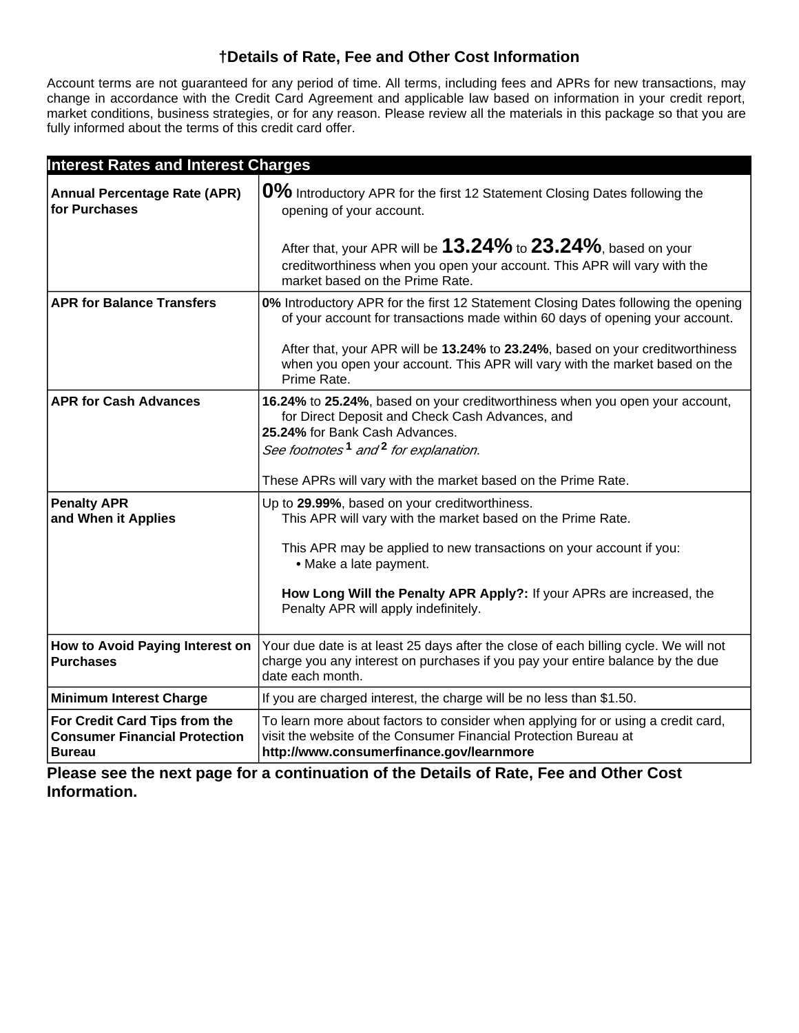## †Details of Rate, Fee and Other Cost Information

Account terms are not guaranteed for any period of time. All terms, including fees and APRs for new transactions, may change in accordance with the Credit Card Agreement and applicable law based on information in your credit report, market conditions, business strategies, or for any reason. Please review all the materials in this package so that you are fully informed about the terms of this credit card offer.

| Interest Rates and Interest Charges | |
|---|---|
| **Annual Percentage Rate (APR) for Purchases** | **0%** Introductory APR for the first 12 Statement Closing Dates following the opening of your account.<br><br>After that, your APR will be **13.24%** to **23.24%**, based on your creditworthiness when you open your account. This APR will vary with the market based on the Prime Rate. |
| **APR for Balance Transfers** | **0%** Introductory APR for the first 12 Statement Closing Dates following the opening of your account for transactions made within 60 days of opening your account.<br><br>After that, your APR will be **13.24%** to **23.24%**, based on your creditworthiness when you open your account. This APR will vary with the market based on the Prime Rate. |
| **APR for Cash Advances** | **16.24%** to **25.24%**, based on your creditworthiness when you open your account, for Direct Deposit and Check Cash Advances, and<br>**25.24%** for Bank Cash Advances.<br>*See footnotes* [1] *and* [2] *for explanation.*<br><br>These APRs will vary with the market based on the Prime Rate. |
| **Penalty APR and When it Applies** | Up to **29.99%**, based on your creditworthiness. This APR will vary with the market based on the Prime Rate.<br><br>This APR may be applied to new transactions on your account if you:<br>• Make a late payment.<br><br>**How Long Will the Penalty APR Apply?:** If your APRs are increased, the Penalty APR will apply indefinitely. |
| **How to Avoid Paying Interest on Purchases** | Your due date is at least 25 days after the close of each billing cycle. We will not charge you any interest on purchases if you pay your entire balance by the due date each month. |
| **Minimum Interest Charge** | If you are charged interest, the charge will be no less than $1.50. |
| **For Credit Card Tips from the Consumer Financial Protection Bureau** | To learn more about factors to consider when applying for or using a credit card, visit the website of the Consumer Financial Protection Bureau at **http://www.consumerfinance.gov/learnmore** |

**Please see the next page for a continuation of the Details of Rate, Fee and Other Cost Information.**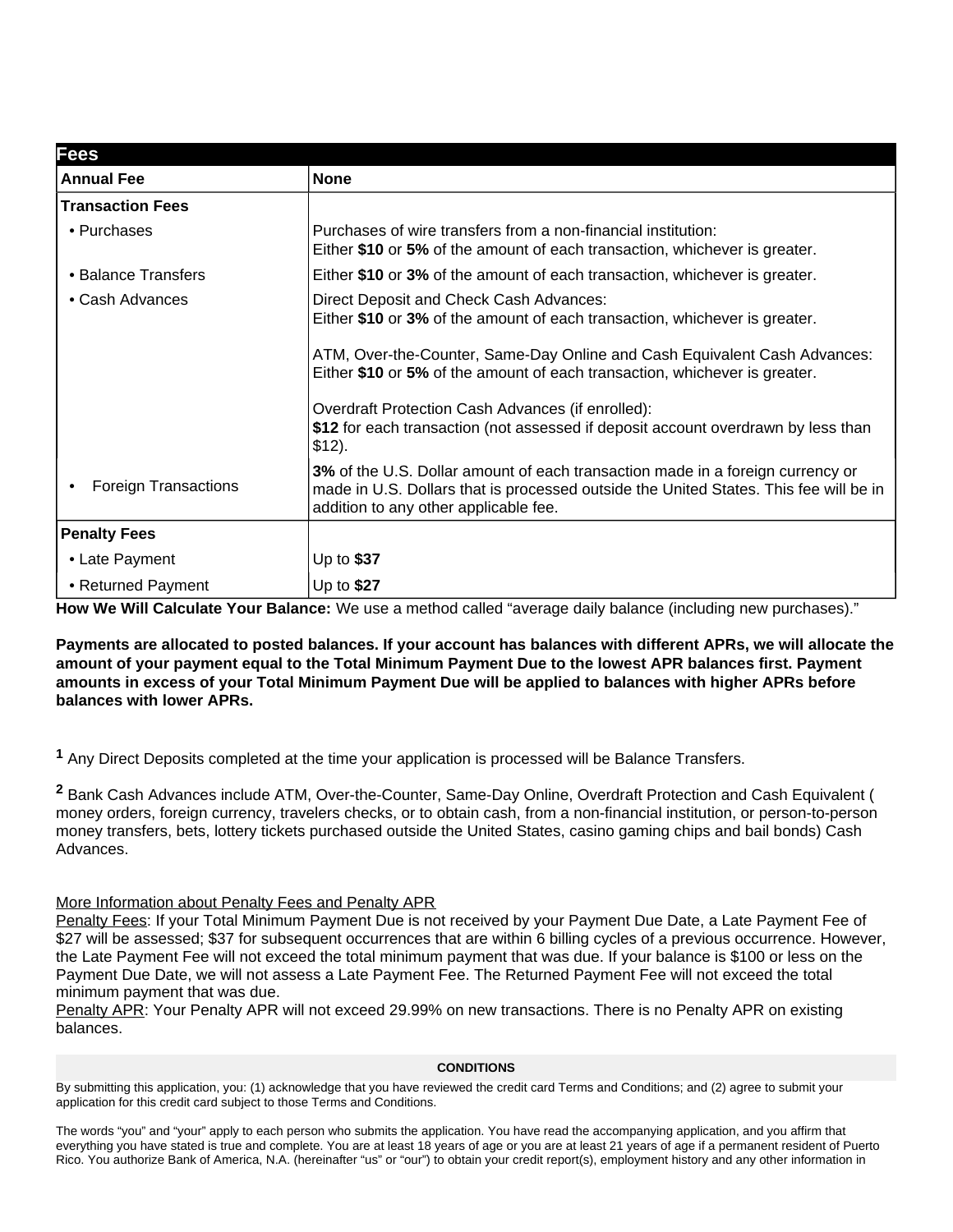| Fees | |
|---|---|
| **Annual Fee** | **None** |
| **Transaction Fees** | |
| • Purchases | Purchases of wire transfers from a non-financial institution: Either **$10** or **5%** of the amount of each transaction, whichever is greater. |
| • Balance Transfers | Either **$10** or **3%** of the amount of each transaction, whichever is greater. |
| • Cash Advances | Direct Deposit and Check Cash Advances: Either **$10** or **3%** of the amount of each transaction, whichever is greater. <br><br> ATM, Over-the-Counter, Same-Day Online and Cash Equivalent Cash Advances: Either **$10** or **5%** of the amount of each transaction, whichever is greater. <br><br> Overdraft Protection Cash Advances (if enrolled): **$12** for each transaction (not assessed if deposit account overdrawn by less than $12). |
| • Foreign Transactions | **3%** of the U.S. Dollar amount of each transaction made in a foreign currency or made in U.S. Dollars that is processed outside the United States. This fee will be in addition to any other applicable fee. |
| **Penalty Fees** | |
| • Late Payment | Up to **$37** |
| • Returned Payment | Up to **$27** |

**How We Will Calculate Your Balance:** We use a method called "average daily balance (including new purchases)."

**Payments are allocated to posted balances. If your account has balances with different APRs, we will allocate the amount of your payment equal to the Total Minimum Payment Due to the lowest APR balances first. Payment amounts in excess of your Total Minimum Payment Due will be applied to balances with higher APRs before balances with lower APRs.**

[1] Any Direct Deposits completed at the time your application is processed will be Balance Transfers.

[2] Bank Cash Advances include ATM, Over-the-Counter, Same-Day Online, Overdraft Protection and Cash Equivalent ( money orders, foreign currency, travelers checks, or to obtain cash, from a non-financial institution, or person-to-person money transfers, bets, lottery tickets purchased outside the United States, casino gaming chips and bail bonds) Cash Advances.

More Information about Penalty Fees and Penalty APR

Penalty Fees: If your Total Minimum Payment Due is not received by your Payment Due Date, a Late Payment Fee of $27 will be assessed; $37 for subsequent occurrences that are within 6 billing cycles of a previous occurrence. However, the Late Payment Fee will not exceed the total minimum payment that was due. If your balance is $100 or less on the Payment Due Date, we will not assess a Late Payment Fee. The Returned Payment Fee will not exceed the total minimum payment that was due.

Penalty APR: Your Penalty APR will not exceed 29.99% on new transactions. There is no Penalty APR on existing balances.

**CONDITIONS**

By submitting this application, you: (1) acknowledge that you have reviewed the credit card Terms and Conditions; and (2) agree to submit your application for this credit card subject to those Terms and Conditions.

The words "you" and "your" apply to each person who submits the application. You have read the accompanying application, and you affirm that everything you have stated is true and complete. You are at least 18 years of age or you are at least 21 years of age if a permanent resident of Puerto Rico. You authorize Bank of America, N.A. (hereinafter "us" or "our") to obtain your credit report(s), employment history and any other information in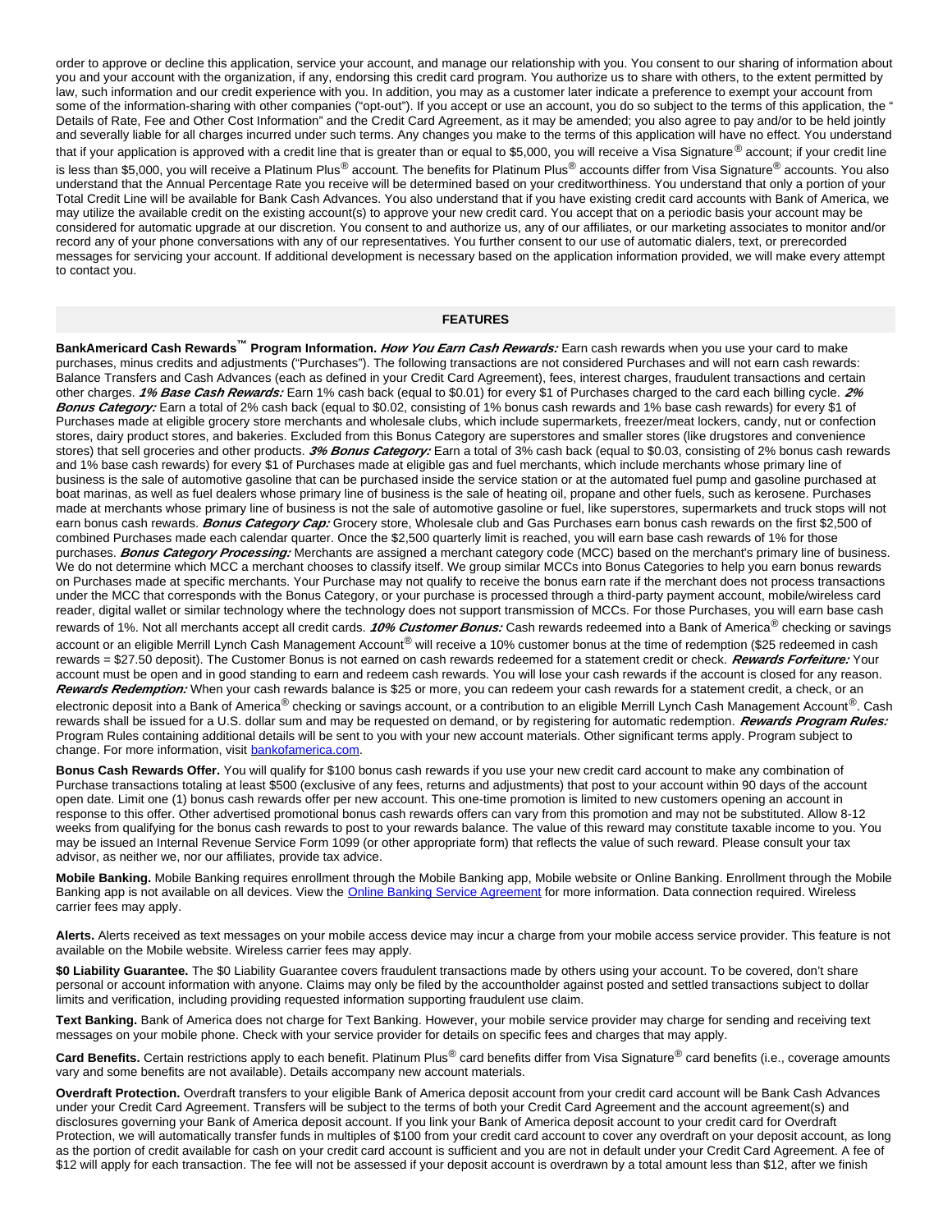order to approve or decline this application, service your account, and manage our relationship with you. You consent to our sharing of information about you and your account with the organization, if any, endorsing this credit card program. You authorize us to share with others, to the extent permitted by law, such information and our credit experience with you. In addition, you may as a customer later indicate a preference to exempt your account from some of the information-sharing with other companies ("opt-out"). If you accept or use an account, you do so subject to the terms of this application, the " Details of Rate, Fee and Other Cost Information" and the Credit Card Agreement, as it may be amended; you also agree to pay and/or to be held jointly and severally liable for all charges incurred under such terms. Any changes you make to the terms of this application will have no effect. You understand that if your application is approved with a credit line that is greater than or equal to $5,000, you will receive a Visa Signature® account; if your credit line is less than $5,000, you will receive a Platinum Plus® account. The benefits for Platinum Plus® accounts differ from Visa Signature® accounts. You also understand that the Annual Percentage Rate you receive will be determined based on your creditworthiness. You understand that only a portion of your Total Credit Line will be available for Bank Cash Advances. You also understand that if you have existing credit card accounts with Bank of America, we may utilize the available credit on the existing account(s) to approve your new credit card. You accept that on a periodic basis your account may be considered for automatic upgrade at our discretion. You consent to and authorize us, any of our affiliates, or our marketing associates to monitor and/or record any of your phone conversations with any of our representatives. You further consent to our use of automatic dialers, text, or prerecorded messages for servicing your account. If additional development is necessary based on the application information provided, we will make every attempt to contact you.

## FEATURES

**BankAmericard Cash Rewards™ Program Information.** ***How You Earn Cash Rewards:*** Earn cash rewards when you use your card to make purchases, minus credits and adjustments ("Purchases"). The following transactions are not considered Purchases and will not earn cash rewards: Balance Transfers and Cash Advances (each as defined in your Credit Card Agreement), fees, interest charges, fraudulent transactions and certain other charges. ***1% Base Cash Rewards:*** Earn 1% cash back (equal to $0.01) for every $1 of Purchases charged to the card each billing cycle. ***2% Bonus Category:*** Earn a total of 2% cash back (equal to $0.02, consisting of 1% bonus cash rewards and 1% base cash rewards) for every $1 of Purchases made at eligible grocery store merchants and wholesale clubs, which include supermarkets, freezer/meat lockers, candy, nut or confection stores, dairy product stores, and bakeries. Excluded from this Bonus Category are superstores and smaller stores (like drugstores and convenience stores) that sell groceries and other products. ***3% Bonus Category:*** Earn a total of 3% cash back (equal to $0.03, consisting of 2% bonus cash rewards and 1% base cash rewards) for every $1 of Purchases made at eligible gas and fuel merchants, which include merchants whose primary line of business is the sale of automotive gasoline that can be purchased inside the service station or at the automated fuel pump and gasoline purchased at boat marinas, as well as fuel dealers whose primary line of business is the sale of heating oil, propane and other fuels, such as kerosene. Purchases made at merchants whose primary line of business is not the sale of automotive gasoline or fuel, like superstores, supermarkets and truck stops will not earn bonus cash rewards. ***Bonus Category Cap:*** Grocery store, Wholesale club and Gas Purchases earn bonus cash rewards on the first $2,500 of combined Purchases made each calendar quarter. Once the $2,500 quarterly limit is reached, you will earn base cash rewards of 1% for those purchases. ***Bonus Category Processing:*** Merchants are assigned a merchant category code (MCC) based on the merchant's primary line of business. We do not determine which MCC a merchant chooses to classify itself. We group similar MCCs into Bonus Categories to help you earn bonus rewards on Purchases made at specific merchants. Your Purchase may not qualify to receive the bonus earn rate if the merchant does not process transactions under the MCC that corresponds with the Bonus Category, or your purchase is processed through a third-party payment account, mobile/wireless card reader, digital wallet or similar technology where the technology does not support transmission of MCCs. For those Purchases, you will earn base cash rewards of 1%. Not all merchants accept all credit cards. ***10% Customer Bonus:*** Cash rewards redeemed into a Bank of America® checking or savings account or an eligible Merrill Lynch Cash Management Account® will receive a 10% customer bonus at the time of redemption ($25 redeemed in cash rewards = $27.50 deposit). The Customer Bonus is not earned on cash rewards redeemed for a statement credit or check. ***Rewards Forfeiture:*** Your account must be open and in good standing to earn and redeem cash rewards. You will lose your cash rewards if the account is closed for any reason. ***Rewards Redemption:*** When your cash rewards balance is $25 or more, you can redeem your cash rewards for a statement credit, a check, or an electronic deposit into a Bank of America® checking or savings account, or a contribution to an eligible Merrill Lynch Cash Management Account®. Cash rewards shall be issued for a U.S. dollar sum and may be requested on demand, or by registering for automatic redemption. ***Rewards Program Rules:*** Program Rules containing additional details will be sent to you with your new account materials. Other significant terms apply. Program subject to change. For more information, visit bankofamerica.com.

**Bonus Cash Rewards Offer.** You will qualify for $100 bonus cash rewards if you use your new credit card account to make any combination of Purchase transactions totaling at least $500 (exclusive of any fees, returns and adjustments) that post to your account within 90 days of the account open date. Limit one (1) bonus cash rewards offer per new account. This one-time promotion is limited to new customers opening an account in response to this offer. Other advertised promotional bonus cash rewards offers can vary from this promotion and may not be substituted. Allow 8-12 weeks from qualifying for the bonus cash rewards to post to your rewards balance. The value of this reward may constitute taxable income to you. You may be issued an Internal Revenue Service Form 1099 (or other appropriate form) that reflects the value of such reward. Please consult your tax advisor, as neither we, nor our affiliates, provide tax advice.

**Mobile Banking.** Mobile Banking requires enrollment through the Mobile Banking app, Mobile website or Online Banking. Enrollment through the Mobile Banking app is not available on all devices. View the Online Banking Service Agreement for more information. Data connection required. Wireless carrier fees may apply.

**Alerts.** Alerts received as text messages on your mobile access device may incur a charge from your mobile access service provider. This feature is not available on the Mobile website. Wireless carrier fees may apply.

**$0 Liability Guarantee.** The $0 Liability Guarantee covers fraudulent transactions made by others using your account. To be covered, don't share personal or account information with anyone. Claims may only be filed by the accountholder against posted and settled transactions subject to dollar limits and verification, including providing requested information supporting fraudulent use claim.

**Text Banking.** Bank of America does not charge for Text Banking. However, your mobile service provider may charge for sending and receiving text messages on your mobile phone. Check with your service provider for details on specific fees and charges that may apply.

**Card Benefits.** Certain restrictions apply to each benefit. Platinum Plus® card benefits differ from Visa Signature® card benefits (i.e., coverage amounts vary and some benefits are not available). Details accompany new account materials.

**Overdraft Protection.** Overdraft transfers to your eligible Bank of America deposit account from your credit card account will be Bank Cash Advances under your Credit Card Agreement. Transfers will be subject to the terms of both your Credit Card Agreement and the account agreement(s) and disclosures governing your Bank of America deposit account. If you link your Bank of America deposit account to your credit card for Overdraft Protection, we will automatically transfer funds in multiples of $100 from your credit card account to cover any overdraft on your deposit account, as long as the portion of credit available for cash on your credit card account is sufficient and you are not in default under your Credit Card Agreement. A fee of $12 will apply for each transaction. The fee will not be assessed if your deposit account is overdrawn by a total amount less than $12, after we finish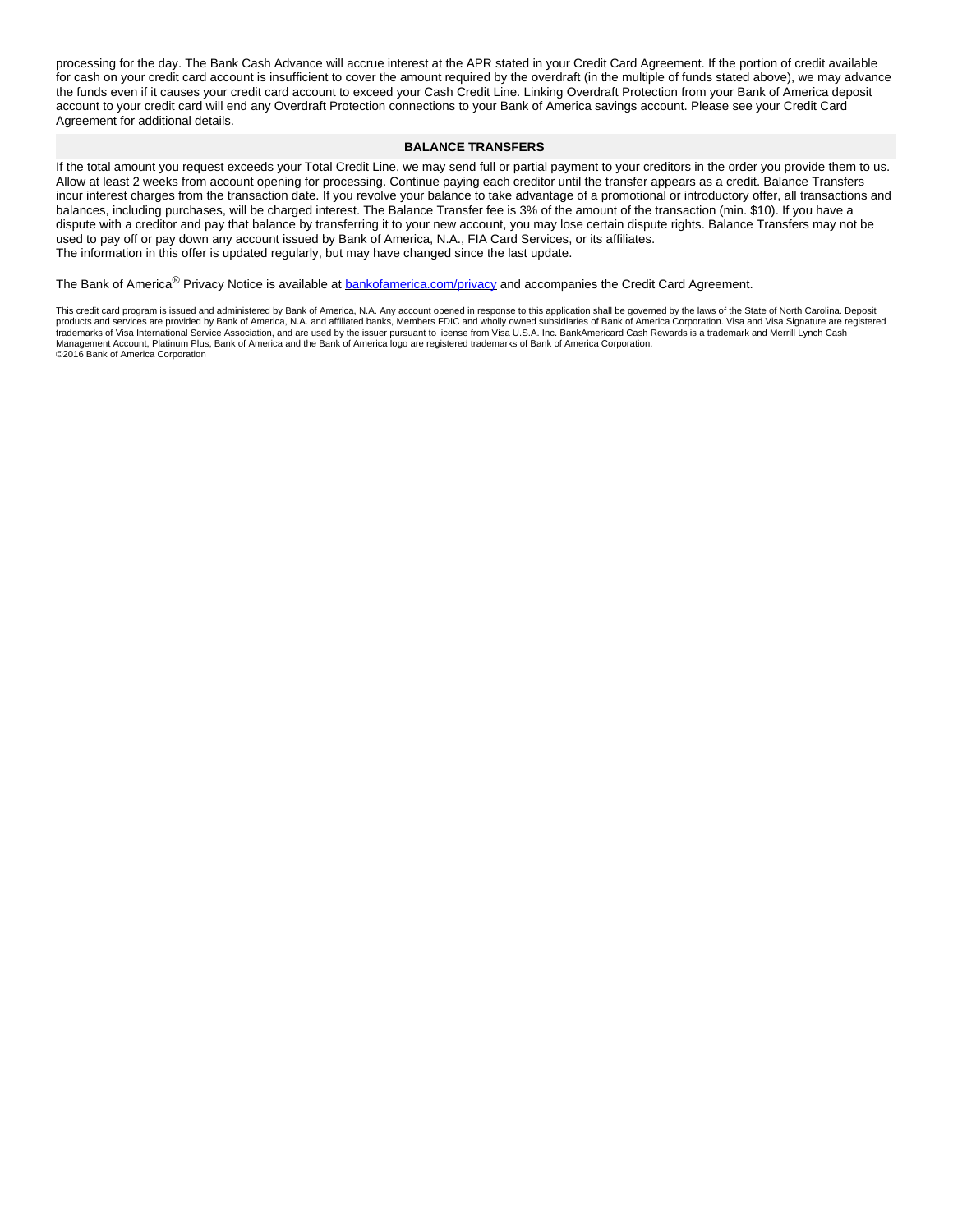processing for the day. The Bank Cash Advance will accrue interest at the APR stated in your Credit Card Agreement. If the portion of credit available for cash on your credit card account is insufficient to cover the amount required by the overdraft (in the multiple of funds stated above), we may advance the funds even if it causes your credit card account to exceed your Cash Credit Line. Linking Overdraft Protection from your Bank of America deposit account to your credit card will end any Overdraft Protection connections to your Bank of America savings account. Please see your Credit Card Agreement for additional details.

## BALANCE TRANSFERS

If the total amount you request exceeds your Total Credit Line, we may send full or partial payment to your creditors in the order you provide them to us. Allow at least 2 weeks from account opening for processing. Continue paying each creditor until the transfer appears as a credit. Balance Transfers incur interest charges from the transaction date. If you revolve your balance to take advantage of a promotional or introductory offer, all transactions and balances, including purchases, will be charged interest. The Balance Transfer fee is 3% of the amount of the transaction (min. $10). If you have a dispute with a creditor and pay that balance by transferring it to your new account, you may lose certain dispute rights. Balance Transfers may not be used to pay off or pay down any account issued by Bank of America, N.A., FIA Card Services, or its affiliates.
The information in this offer is updated regularly, but may have changed since the last update.

The Bank of America® Privacy Notice is available at [bankofamerica.com/privacy](bankofamerica.com/privacy) and accompanies the Credit Card Agreement.

This credit card program is issued and administered by Bank of America, N.A. Any account opened in response to this application shall be governed by the laws of the State of North Carolina. Deposit products and services are provided by Bank of America, N.A. and affiliated banks, Members FDIC and wholly owned subsidiaries of Bank of America Corporation. Visa and Visa Signature are registered trademarks of Visa International Service Association, and are used by the issuer pursuant to license from Visa U.S.A. Inc. BankAmericard Cash Rewards is a trademark and Merrill Lynch Cash Management Account, Platinum Plus, Bank of America and the Bank of America logo are registered trademarks of Bank of America Corporation.
©2016 Bank of America Corporation